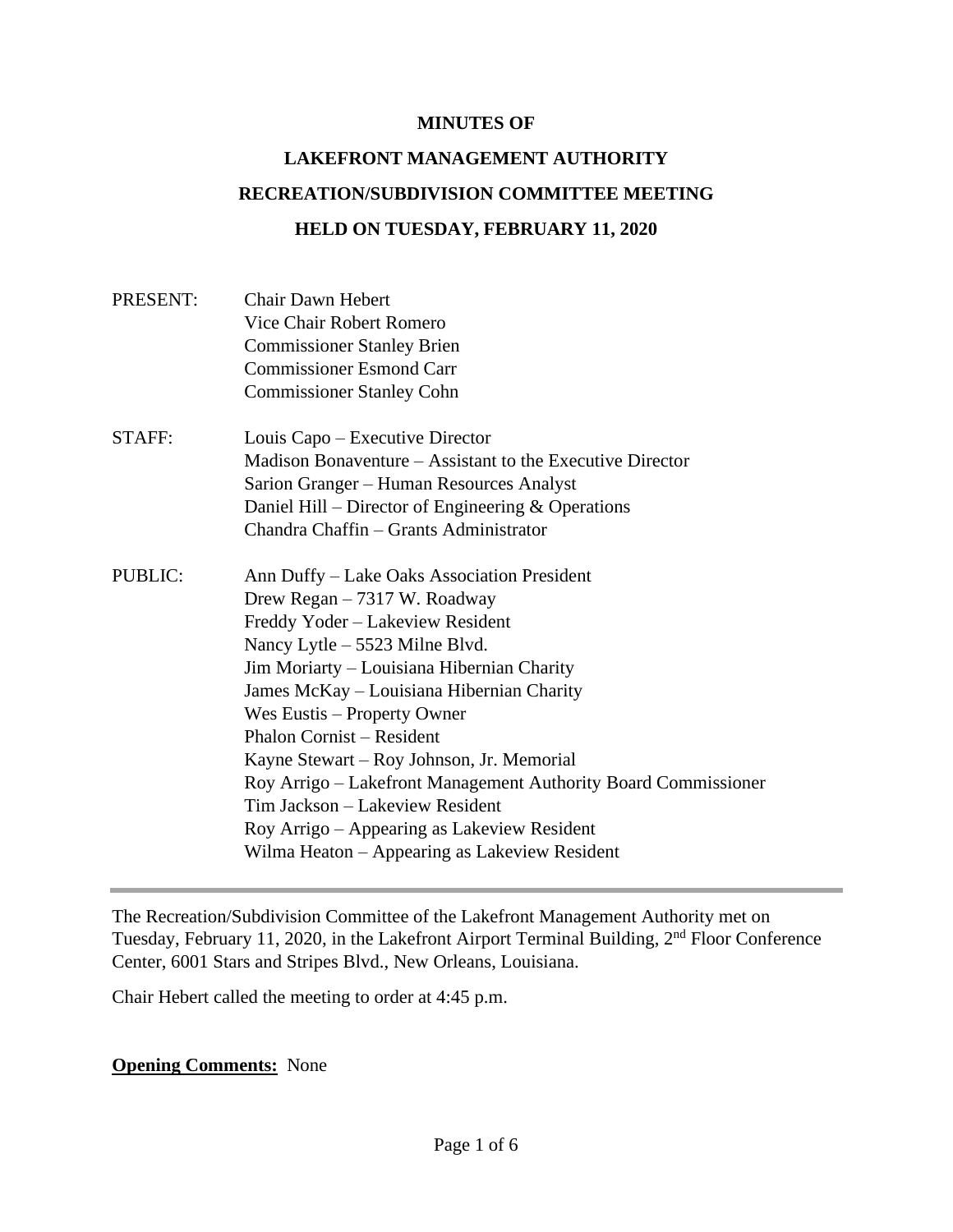**MINUTES OF**

**LAKEFRONT MANAGEMENT AUTHORITY**

**RECREATION/SUBDIVISION COMMITTEE MEETING**

**HELD ON TUESDAY, FEBRUARY 11, 2020**

PRESENT: Chair Dawn Hebert
Vice Chair Robert Romero
Commissioner Stanley Brien
Commissioner Esmond Carr
Commissioner Stanley Cohn

STAFF: Louis Capo – Executive Director
Madison Bonaventure – Assistant to the Executive Director
Sarion Granger – Human Resources Analyst
Daniel Hill – Director of Engineering & Operations
Chandra Chaffin – Grants Administrator

PUBLIC: Ann Duffy – Lake Oaks Association President
Drew Regan – 7317 W. Roadway
Freddy Yoder – Lakeview Resident
Nancy Lytle – 5523 Milne Blvd.
Jim Moriarty – Louisiana Hibernian Charity
James McKay – Louisiana Hibernian Charity
Wes Eustis – Property Owner
Phalon Cornist – Resident
Kayne Stewart – Roy Johnson, Jr. Memorial
Roy Arrigo – Lakefront Management Authority Board Commissioner
Tim Jackson – Lakeview Resident
Roy Arrigo – Appearing as Lakeview Resident
Wilma Heaton – Appearing as Lakeview Resident

---

The Recreation/Subdivision Committee of the Lakefront Management Authority met on Tuesday, February 11, 2020, in the Lakefront Airport Terminal Building, 2nd Floor Conference Center, 6001 Stars and Stripes Blvd., New Orleans, Louisiana.

Chair Hebert called the meeting to order at 4:45 p.m.

**Opening Comments:** None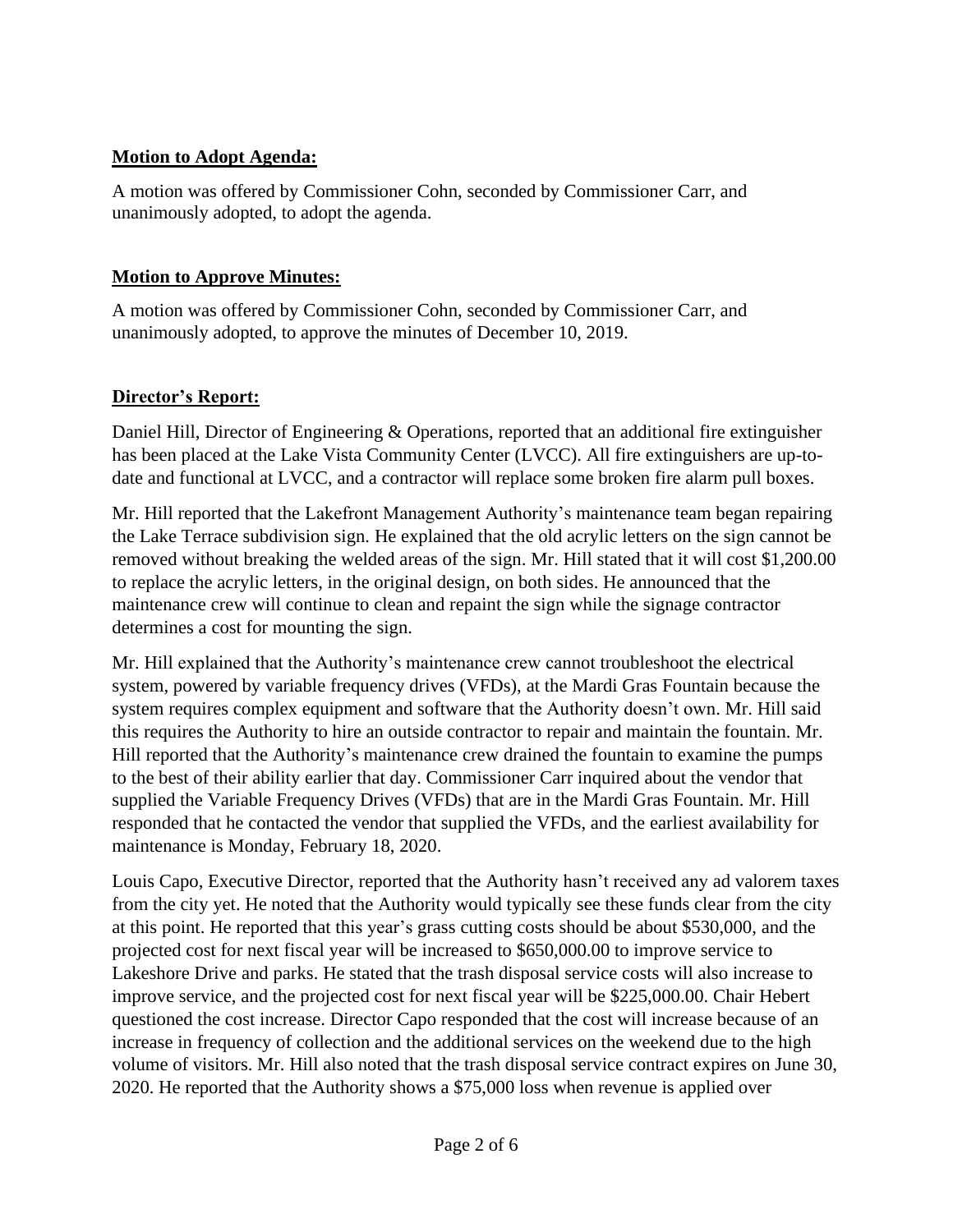**Motion to Adopt Agenda:**

A motion was offered by Commissioner Cohn, seconded by Commissioner Carr, and unanimously adopted, to adopt the agenda.

**Motion to Approve Minutes:**

A motion was offered by Commissioner Cohn, seconded by Commissioner Carr, and unanimously adopted, to approve the minutes of December 10, 2019.

**Director's Report:**

Daniel Hill, Director of Engineering & Operations, reported that an additional fire extinguisher has been placed at the Lake Vista Community Center (LVCC). All fire extinguishers are up-to-date and functional at LVCC, and a contractor will replace some broken fire alarm pull boxes.

Mr. Hill reported that the Lakefront Management Authority's maintenance team began repairing the Lake Terrace subdivision sign. He explained that the old acrylic letters on the sign cannot be removed without breaking the welded areas of the sign. Mr. Hill stated that it will cost $1,200.00 to replace the acrylic letters, in the original design, on both sides. He announced that the maintenance crew will continue to clean and repaint the sign while the signage contractor determines a cost for mounting the sign.

Mr. Hill explained that the Authority's maintenance crew cannot troubleshoot the electrical system, powered by variable frequency drives (VFDs), at the Mardi Gras Fountain because the system requires complex equipment and software that the Authority doesn't own. Mr. Hill said this requires the Authority to hire an outside contractor to repair and maintain the fountain. Mr. Hill reported that the Authority's maintenance crew drained the fountain to examine the pumps to the best of their ability earlier that day. Commissioner Carr inquired about the vendor that supplied the Variable Frequency Drives (VFDs) that are in the Mardi Gras Fountain. Mr. Hill responded that he contacted the vendor that supplied the VFDs, and the earliest availability for maintenance is Monday, February 18, 2020.

Louis Capo, Executive Director, reported that the Authority hasn't received any ad valorem taxes from the city yet. He noted that the Authority would typically see these funds clear from the city at this point. He reported that this year's grass cutting costs should be about $530,000, and the projected cost for next fiscal year will be increased to $650,000.00 to improve service to Lakeshore Drive and parks. He stated that the trash disposal service costs will also increase to improve service, and the projected cost for next fiscal year will be $225,000.00. Chair Hebert questioned the cost increase. Director Capo responded that the cost will increase because of an increase in frequency of collection and the additional services on the weekend due to the high volume of visitors. Mr. Hill also noted that the trash disposal service contract expires on June 30, 2020. He reported that the Authority shows a $75,000 loss when revenue is applied over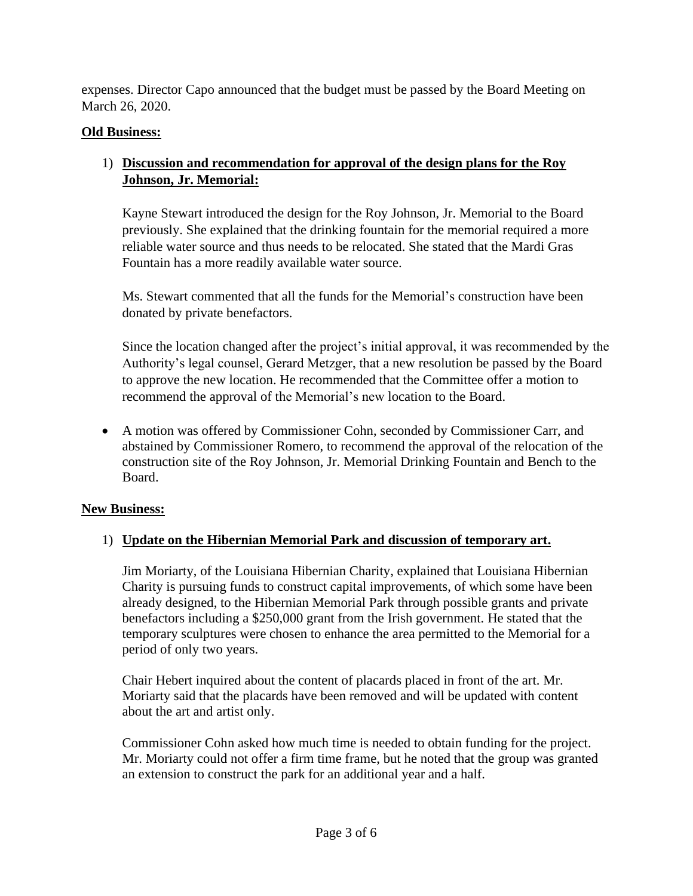expenses. Director Capo announced that the budget must be passed by the Board Meeting on March 26, 2020.

**Old Business:**

1) **Discussion and recommendation for approval of the design plans for the Roy Johnson, Jr. Memorial:**

   Kayne Stewart introduced the design for the Roy Johnson, Jr. Memorial to the Board previously. She explained that the drinking fountain for the memorial required a more reliable water source and thus needs to be relocated. She stated that the Mardi Gras Fountain has a more readily available water source.

   Ms. Stewart commented that all the funds for the Memorial's construction have been donated by private benefactors.

   Since the location changed after the project's initial approval, it was recommended by the Authority's legal counsel, Gerard Metzger, that a new resolution be passed by the Board to approve the new location. He recommended that the Committee offer a motion to recommend the approval of the Memorial's new location to the Board.

- A motion was offered by Commissioner Cohn, seconded by Commissioner Carr, and abstained by Commissioner Romero, to recommend the approval of the relocation of the construction site of the Roy Johnson, Jr. Memorial Drinking Fountain and Bench to the Board.

**New Business:**

1) **Update on the Hibernian Memorial Park and discussion of temporary art.**

   Jim Moriarty, of the Louisiana Hibernian Charity, explained that Louisiana Hibernian Charity is pursuing funds to construct capital improvements, of which some have been already designed, to the Hibernian Memorial Park through possible grants and private benefactors including a $250,000 grant from the Irish government. He stated that the temporary sculptures were chosen to enhance the area permitted to the Memorial for a period of only two years.

   Chair Hebert inquired about the content of placards placed in front of the art. Mr. Moriarty said that the placards have been removed and will be updated with content about the art and artist only.

   Commissioner Cohn asked how much time is needed to obtain funding for the project. Mr. Moriarty could not offer a firm time frame, but he noted that the group was granted an extension to construct the park for an additional year and a half.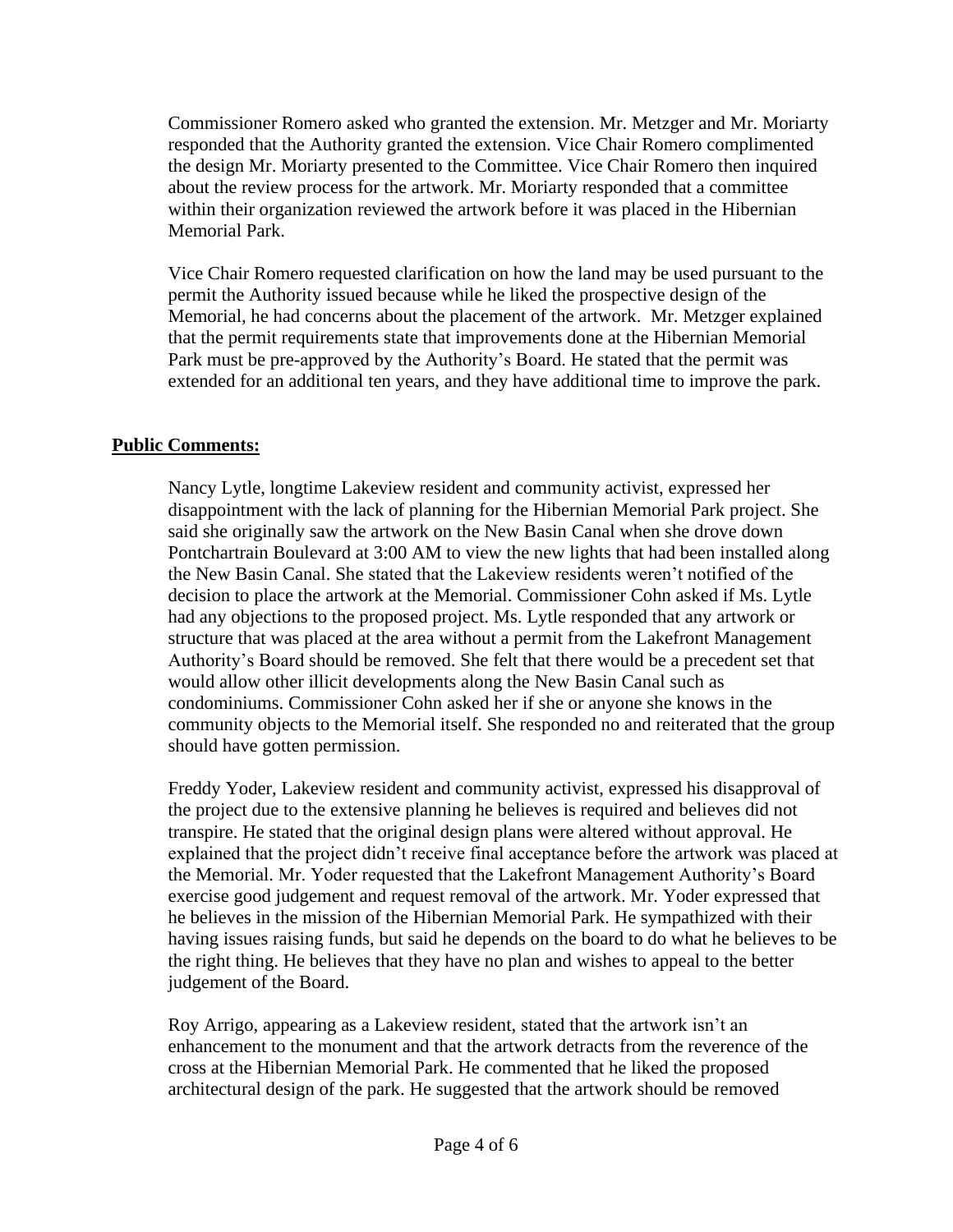Commissioner Romero asked who granted the extension. Mr. Metzger and Mr. Moriarty responded that the Authority granted the extension. Vice Chair Romero complimented the design Mr. Moriarty presented to the Committee. Vice Chair Romero then inquired about the review process for the artwork. Mr. Moriarty responded that a committee within their organization reviewed the artwork before it was placed in the Hibernian Memorial Park.

Vice Chair Romero requested clarification on how the land may be used pursuant to the permit the Authority issued because while he liked the prospective design of the Memorial, he had concerns about the placement of the artwork. Mr. Metzger explained that the permit requirements state that improvements done at the Hibernian Memorial Park must be pre-approved by the Authority's Board. He stated that the permit was extended for an additional ten years, and they have additional time to improve the park.

**Public Comments:**

Nancy Lytle, longtime Lakeview resident and community activist, expressed her disappointment with the lack of planning for the Hibernian Memorial Park project. She said she originally saw the artwork on the New Basin Canal when she drove down Pontchartrain Boulevard at 3:00 AM to view the new lights that had been installed along the New Basin Canal. She stated that the Lakeview residents weren't notified of the decision to place the artwork at the Memorial. Commissioner Cohn asked if Ms. Lytle had any objections to the proposed project. Ms. Lytle responded that any artwork or structure that was placed at the area without a permit from the Lakefront Management Authority's Board should be removed. She felt that there would be a precedent set that would allow other illicit developments along the New Basin Canal such as condominiums. Commissioner Cohn asked her if she or anyone she knows in the community objects to the Memorial itself. She responded no and reiterated that the group should have gotten permission.

Freddy Yoder, Lakeview resident and community activist, expressed his disapproval of the project due to the extensive planning he believes is required and believes did not transpire. He stated that the original design plans were altered without approval. He explained that the project didn't receive final acceptance before the artwork was placed at the Memorial. Mr. Yoder requested that the Lakefront Management Authority's Board exercise good judgement and request removal of the artwork. Mr. Yoder expressed that he believes in the mission of the Hibernian Memorial Park. He sympathized with their having issues raising funds, but said he depends on the board to do what he believes to be the right thing. He believes that they have no plan and wishes to appeal to the better judgement of the Board.

Roy Arrigo, appearing as a Lakeview resident, stated that the artwork isn't an enhancement to the monument and that the artwork detracts from the reverence of the cross at the Hibernian Memorial Park. He commented that he liked the proposed architectural design of the park. He suggested that the artwork should be removed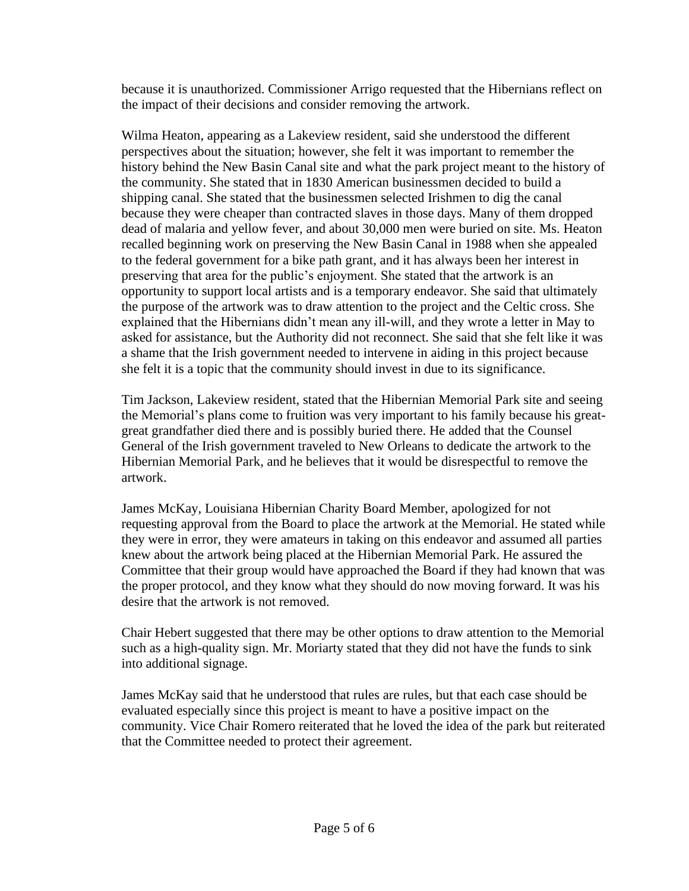because it is unauthorized. Commissioner Arrigo requested that the Hibernians reflect on the impact of their decisions and consider removing the artwork.

Wilma Heaton, appearing as a Lakeview resident, said she understood the different perspectives about the situation; however, she felt it was important to remember the history behind the New Basin Canal site and what the park project meant to the history of the community. She stated that in 1830 American businessmen decided to build a shipping canal. She stated that the businessmen selected Irishmen to dig the canal because they were cheaper than contracted slaves in those days. Many of them dropped dead of malaria and yellow fever, and about 30,000 men were buried on site. Ms. Heaton recalled beginning work on preserving the New Basin Canal in 1988 when she appealed to the federal government for a bike path grant, and it has always been her interest in preserving that area for the public's enjoyment. She stated that the artwork is an opportunity to support local artists and is a temporary endeavor. She said that ultimately the purpose of the artwork was to draw attention to the project and the Celtic cross. She explained that the Hibernians didn't mean any ill-will, and they wrote a letter in May to asked for assistance, but the Authority did not reconnect. She said that she felt like it was a shame that the Irish government needed to intervene in aiding in this project because she felt it is a topic that the community should invest in due to its significance.

Tim Jackson, Lakeview resident, stated that the Hibernian Memorial Park site and seeing the Memorial's plans come to fruition was very important to his family because his great-great grandfather died there and is possibly buried there. He added that the Counsel General of the Irish government traveled to New Orleans to dedicate the artwork to the Hibernian Memorial Park, and he believes that it would be disrespectful to remove the artwork.

James McKay, Louisiana Hibernian Charity Board Member, apologized for not requesting approval from the Board to place the artwork at the Memorial. He stated while they were in error, they were amateurs in taking on this endeavor and assumed all parties knew about the artwork being placed at the Hibernian Memorial Park. He assured the Committee that their group would have approached the Board if they had known that was the proper protocol, and they know what they should do now moving forward. It was his desire that the artwork is not removed.

Chair Hebert suggested that there may be other options to draw attention to the Memorial such as a high-quality sign. Mr. Moriarty stated that they did not have the funds to sink into additional signage.

James McKay said that he understood that rules are rules, but that each case should be evaluated especially since this project is meant to have a positive impact on the community. Vice Chair Romero reiterated that he loved the idea of the park but reiterated that the Committee needed to protect their agreement.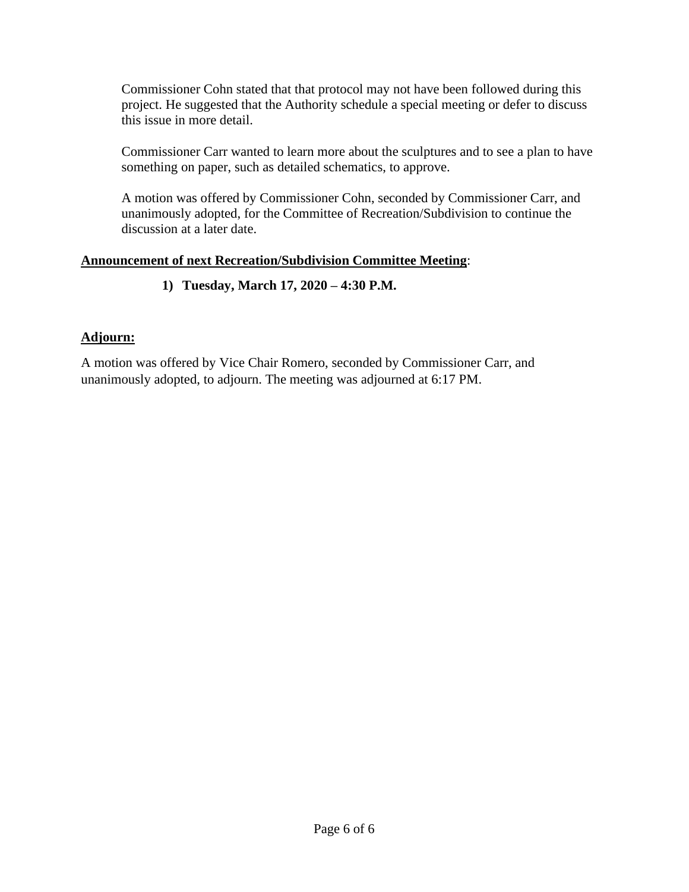Commissioner Cohn stated that that protocol may not have been followed during this project. He suggested that the Authority schedule a special meeting or defer to discuss this issue in more detail.

Commissioner Carr wanted to learn more about the sculptures and to see a plan to have something on paper, such as detailed schematics, to approve.

A motion was offered by Commissioner Cohn, seconded by Commissioner Carr, and unanimously adopted, for the Committee of Recreation/Subdivision to continue the discussion at a later date.

**Announcement of next Recreation/Subdivision Committee Meeting**:

1) **Tuesday, March 17, 2020 – 4:30 P.M.**

**Adjourn:**

A motion was offered by Vice Chair Romero, seconded by Commissioner Carr, and unanimously adopted, to adjourn. The meeting was adjourned at 6:17 PM.